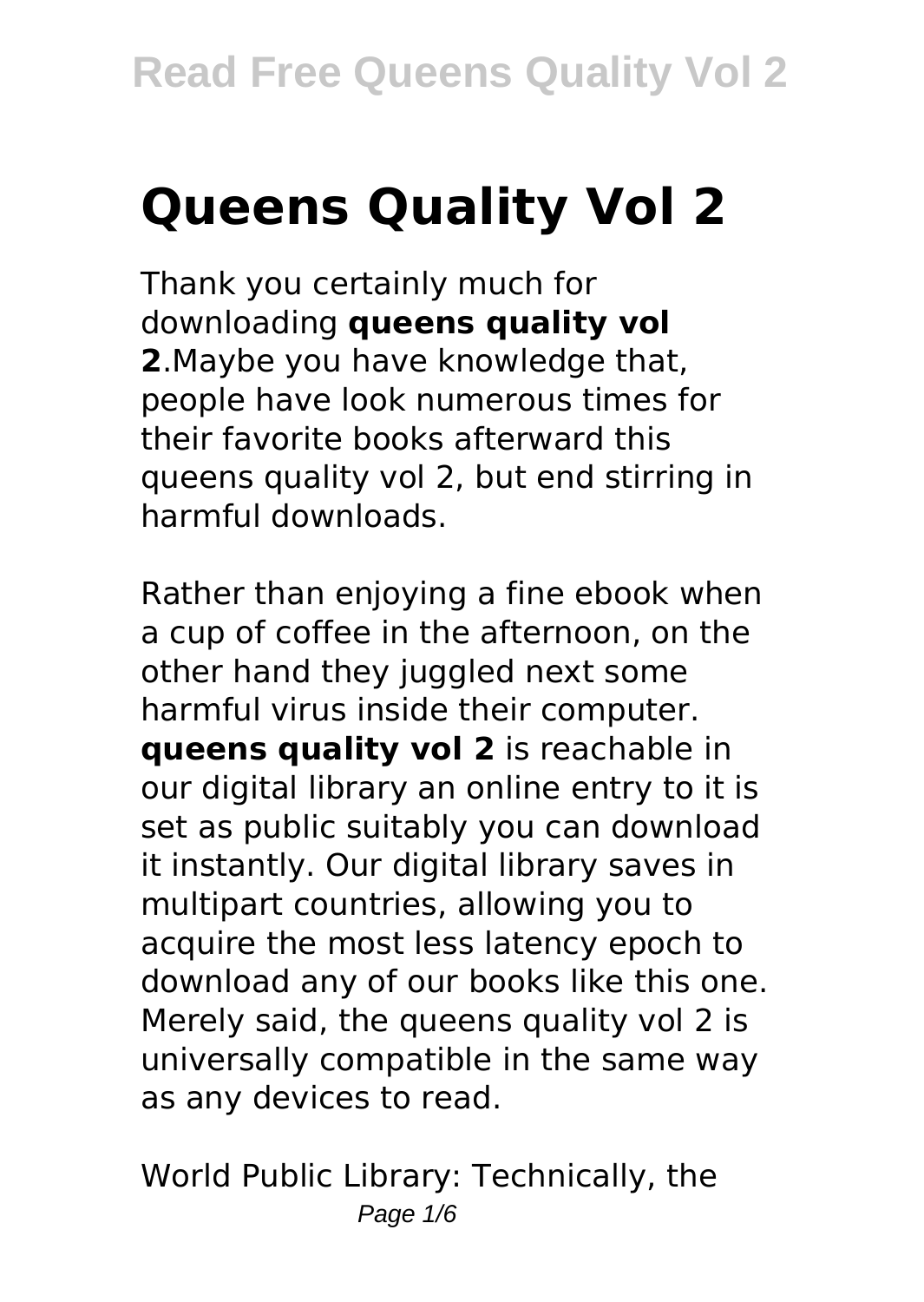# Queens Quality Vol 2

Thank you certainly much for downloading **queens quality vol 2**.Maybe you have knowledge that, people have look numerous times for their favorite books afterward this queens quality vol 2, but end stirring in harmful downloads.

Rather than enjoying a fine ebook when a cup of coffee in the afternoon, on the other hand they juggled next some harmful virus inside their computer. **queens quality vol 2** is reachable in our digital library an online entry to it is set as public suitably you can download it instantly. Our digital library saves in multipart countries, allowing you to acquire the most less latency epoch to download any of our books like this one. Merely said, the queens quality vol 2 is universally compatible in the same way as any devices to read.

World Public Library: Technically, the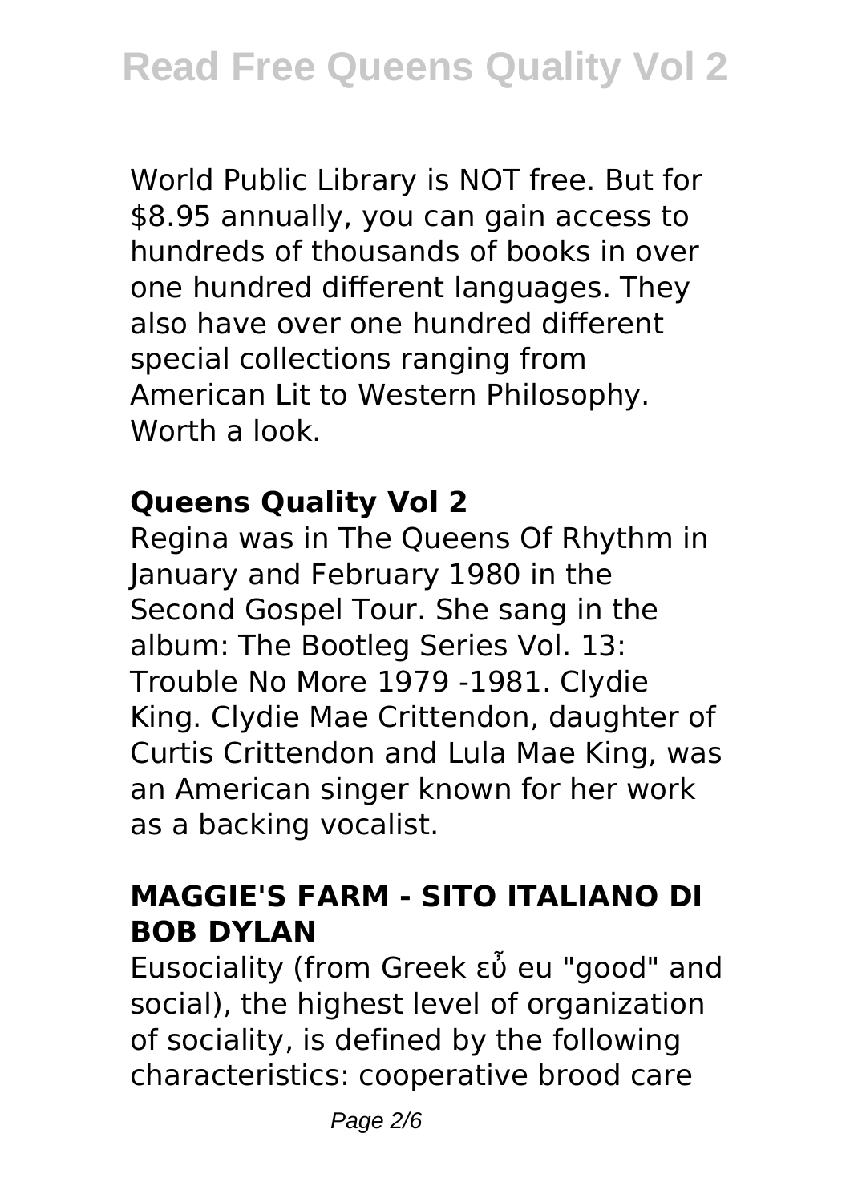World Public Library is NOT free. But for $8.95 annually, you can gain access to hundreds of thousands of books in over one hundred different languages. They also have over one hundred different special collections ranging from American Lit to Western Philosophy. Worth a look.

## Queens Quality Vol 2

Regina was in The Queens Of Rhythm in January and February 1980 in the Second Gospel Tour. She sang in the album: The Bootleg Series Vol. 13: Trouble No More 1979 -1981. Clydie King. Clydie Mae Crittendon, daughter of Curtis Crittendon and Lula Mae King, was an American singer known for her work as a backing vocalist.

## MAGGIE'S FARM - SITO ITALIANO DI BOB DYLAN

Eusociality (from Greek εὖ eu "good" and social), the highest level of organization of sociality, is defined by the following characteristics: cooperative brood care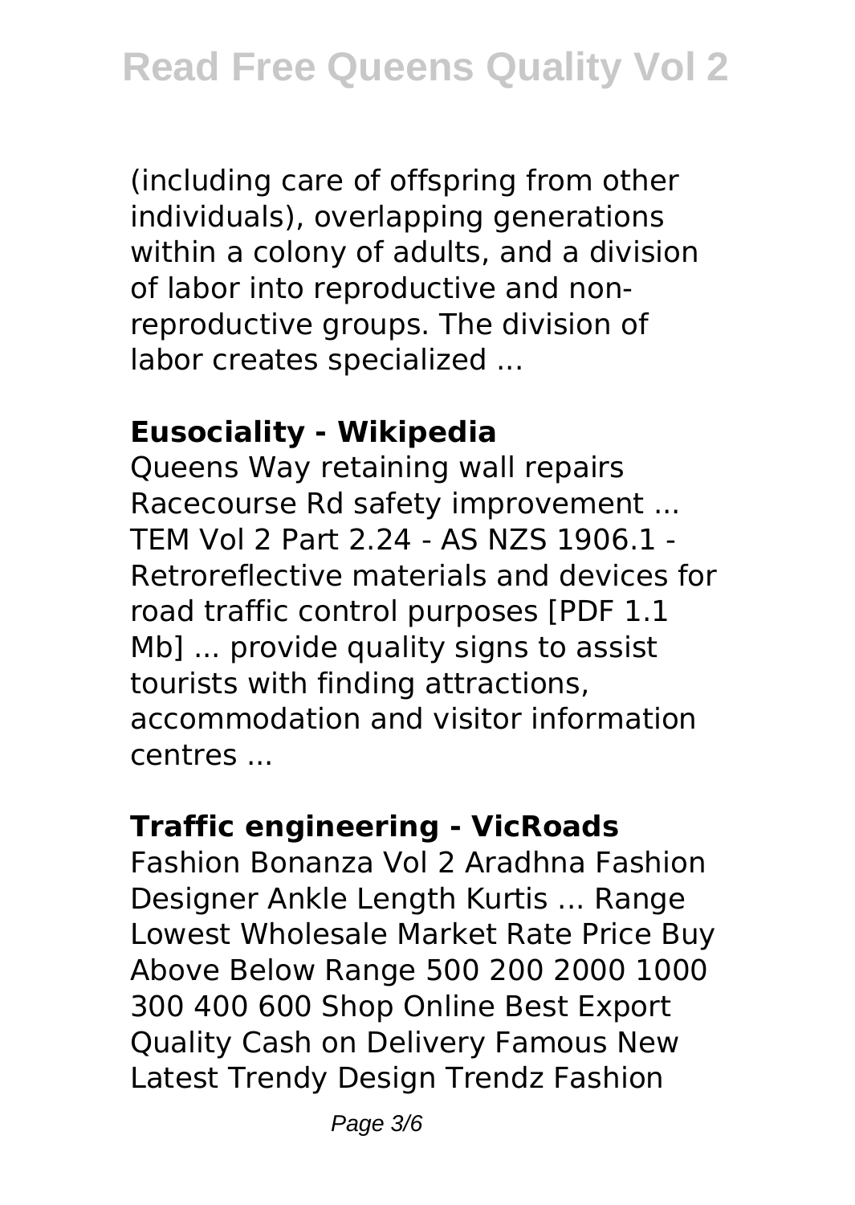(including care of offspring from other individuals), overlapping generations within a colony of adults, and a division of labor into reproductive and non-reproductive groups. The division of labor creates specialized ...

**Eusociality - Wikipedia**

Queens Way retaining wall repairs Racecourse Rd safety improvement ... TEM Vol 2 Part 2.24 - AS NZS 1906.1 - Retroreflective materials and devices for road traffic control purposes [PDF 1.1 Mb] ... provide quality signs to assist tourists with finding attractions, accommodation and visitor information centres ...

**Traffic engineering - VicRoads**

Fashion Bonanza Vol 2 Aradhna Fashion Designer Ankle Length Kurtis ... Range Lowest Wholesale Market Rate Price Buy Above Below Range 500 200 2000 1000 300 400 600 Shop Online Best Export Quality Cash on Delivery Famous New Latest Trendy Design Trendz Fashion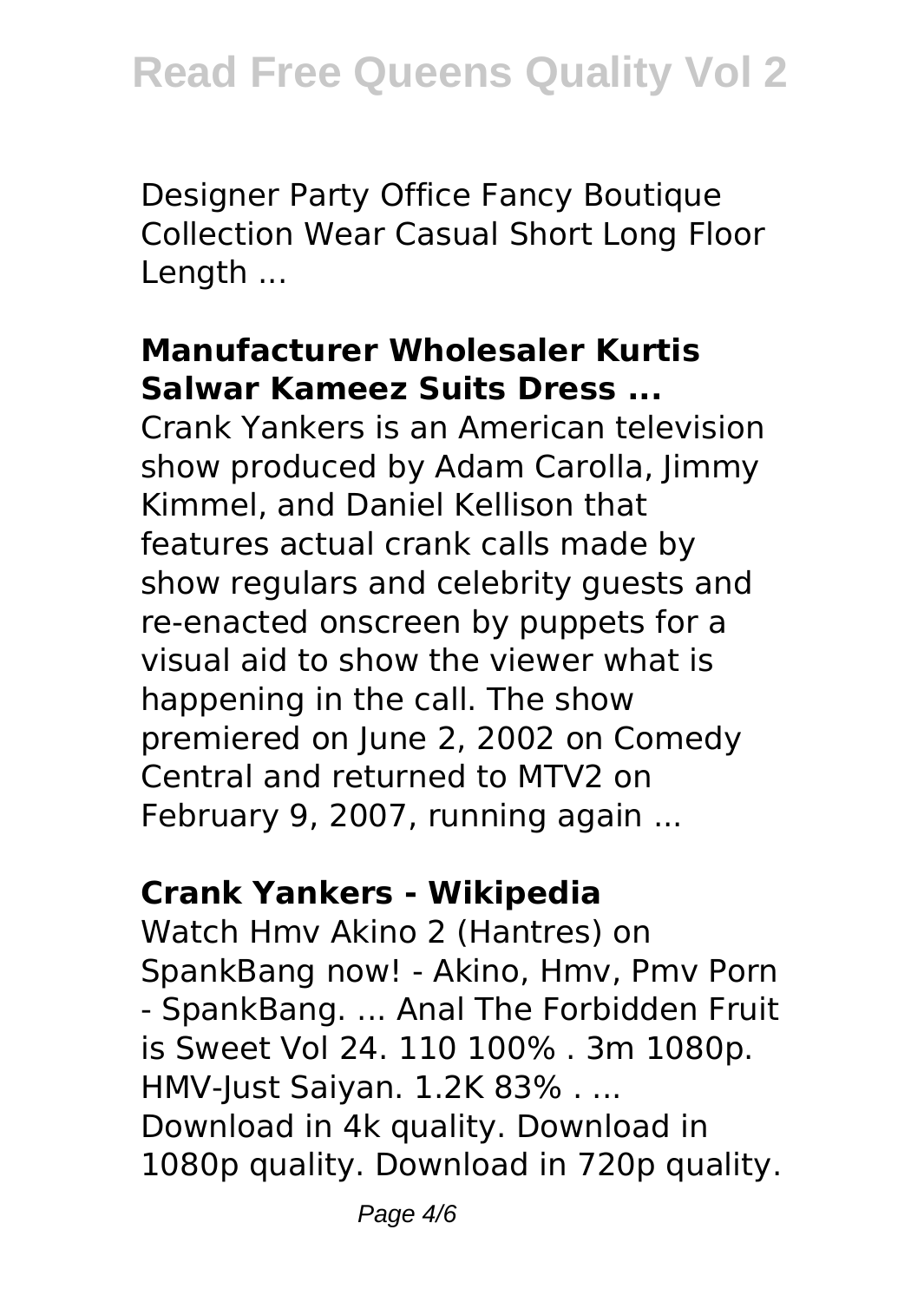Designer Party Office Fancy Boutique Collection Wear Casual Short Long Floor Length ...

**Manufacturer Wholesaler Kurtis Salwar Kameez Suits Dress ...**

Crank Yankers is an American television show produced by Adam Carolla, Jimmy Kimmel, and Daniel Kellison that features actual crank calls made by show regulars and celebrity guests and re-enacted onscreen by puppets for a visual aid to show the viewer what is happening in the call. The show premiered on June 2, 2002 on Comedy Central and returned to MTV2 on February 9, 2007, running again ...

**Crank Yankers - Wikipedia**

Watch Hmv Akino 2 (Hantres) on SpankBang now! - Akino, Hmv, Pmv Porn - SpankBang. ... Anal The Forbidden Fruit is Sweet Vol 24. 110 100% . 3m 1080p. HMV-Just Saiyan. 1.2K 83% . ... Download in 4k quality. Download in 1080p quality. Download in 720p quality.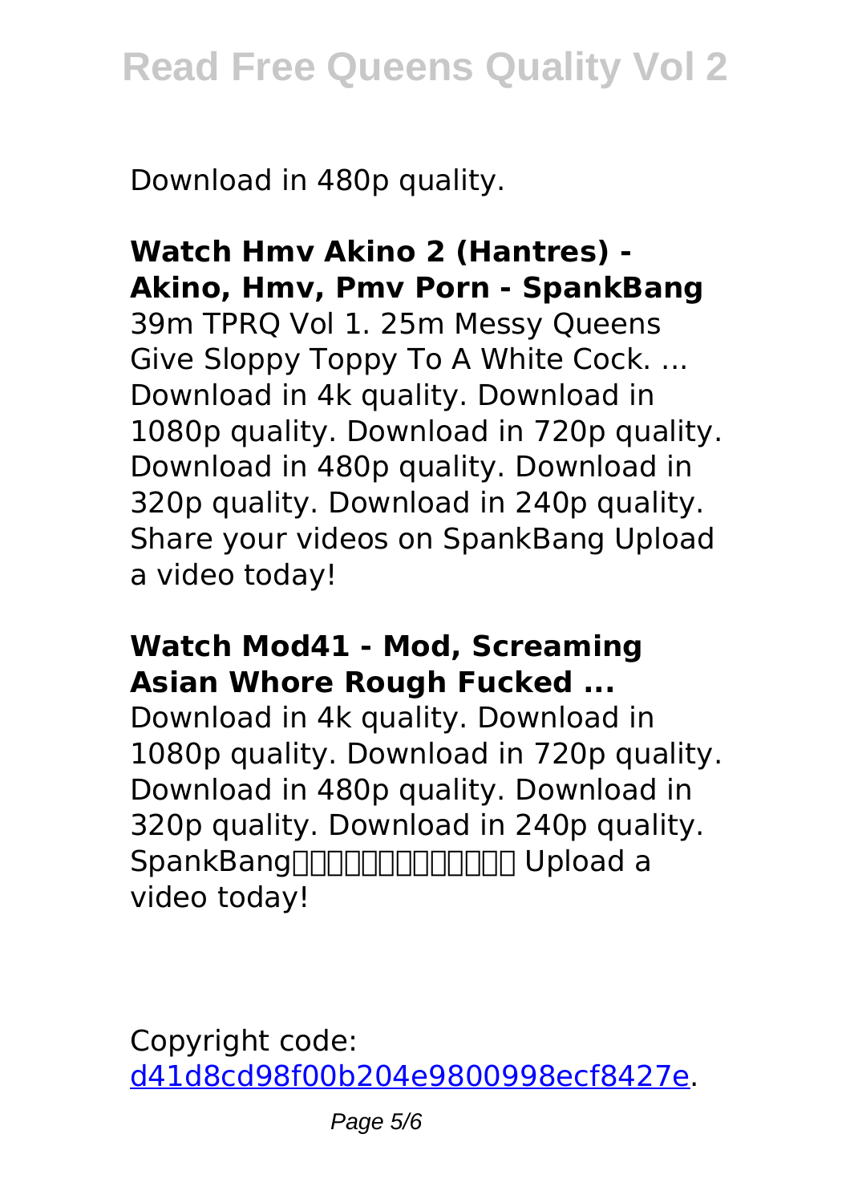Download in 480p quality.

**Watch Hmv Akino 2 (Hantres) - Akino, Hmv, Pmv Porn - SpankBang**

39m TPRQ Vol 1. 25m Messy Queens Give Sloppy Toppy To A White Cock. ... Download in 4k quality. Download in 1080p quality. Download in 720p quality. Download in 480p quality. Download in 320p quality. Download in 240p quality. Share your videos on SpankBang Upload a video today!

**Watch Mod41 - Mod, Screaming Asian Whore Rough Fucked ...**

Download in 4k quality. Download in 1080p quality. Download in 720p quality. Download in 480p quality. Download in 320p quality. Download in 240p quality. SpankBang□□□□□□□□□□□□ Upload a video today!

Copyright code: [d41d8cd98f00b204e9800998ecf8427e](d41d8cd98f00b204e9800998ecf8427e).